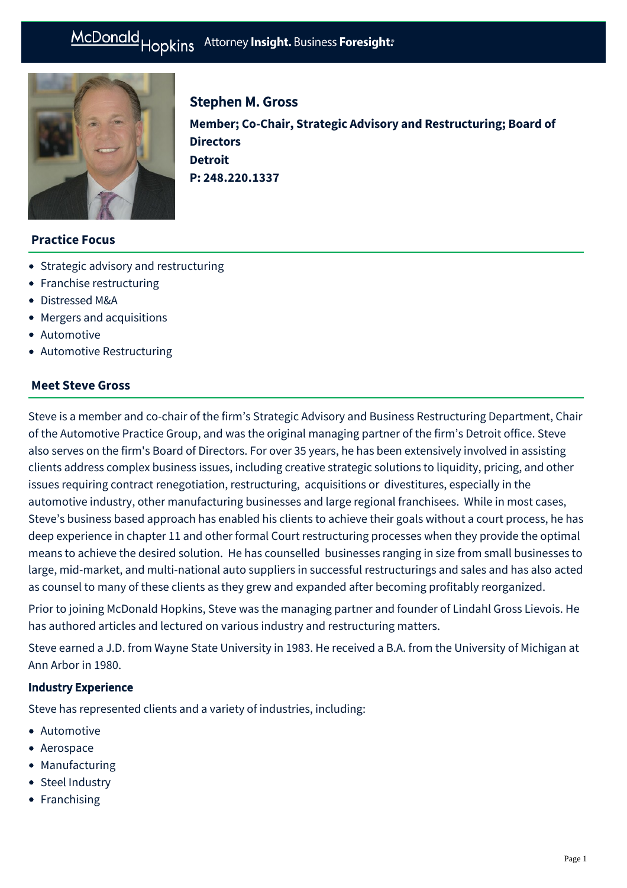# Stephen M. Gross

**Member; Co-Chair, Strategic Advisory and Restructuring; Board of Directors**

**Detroit**

**P: 248.220.1337**

## Practice Focus

- Strategic advisory and restructuring
- Franchise restructuring
- Distressed M&A
- Mergers and acquisitions
- Automotive
- Automotive Restructuring

## Meet Steve Gross

Steve is a member and co-chair of the firm's Strategic Advisory and Business Restructuring Department, Chair of the Automotive Practice Group, and was the original managing partner of the firm's Detroit office. Steve also serves on the firm's Board of Directors. For over 35 years, he has been extensively involved in assisting clients address complex business issues, including creative strategic solutions to liquidity, pricing, and other issues requiring contract renegotiation, restructuring, acquisitions or divestitures, especially in the automotive industry, other manufacturing businesses and large regional franchisees. While in most cases, Steve's business based approach has enabled his clients to achieve their goals without a court process, he has deep experience in chapter 11 and other formal Court restructuring processes when they provide the optimal means to achieve the desired solution. He has counselled businesses ranging in size from small businesses to large, mid-market, and multi-national auto suppliers in successful restructurings and sales and has also acted as counsel to many of these clients as they grew and expanded after becoming profitably reorganized.

Prior to joining McDonald Hopkins, Steve was the managing partner and founder of Lindahl Gross Lievois. He has authored articles and lectured on various industry and restructuring matters.

Steve earned a J.D. from Wayne State University in 1983. He received a B.A. from the University of Michigan at Ann Arbor in 1980.

### Industry Experience

Steve has represented clients and a variety of industries, including:

- Automotive
- Aerospace
- Manufacturing
- Steel Industry
- Franchising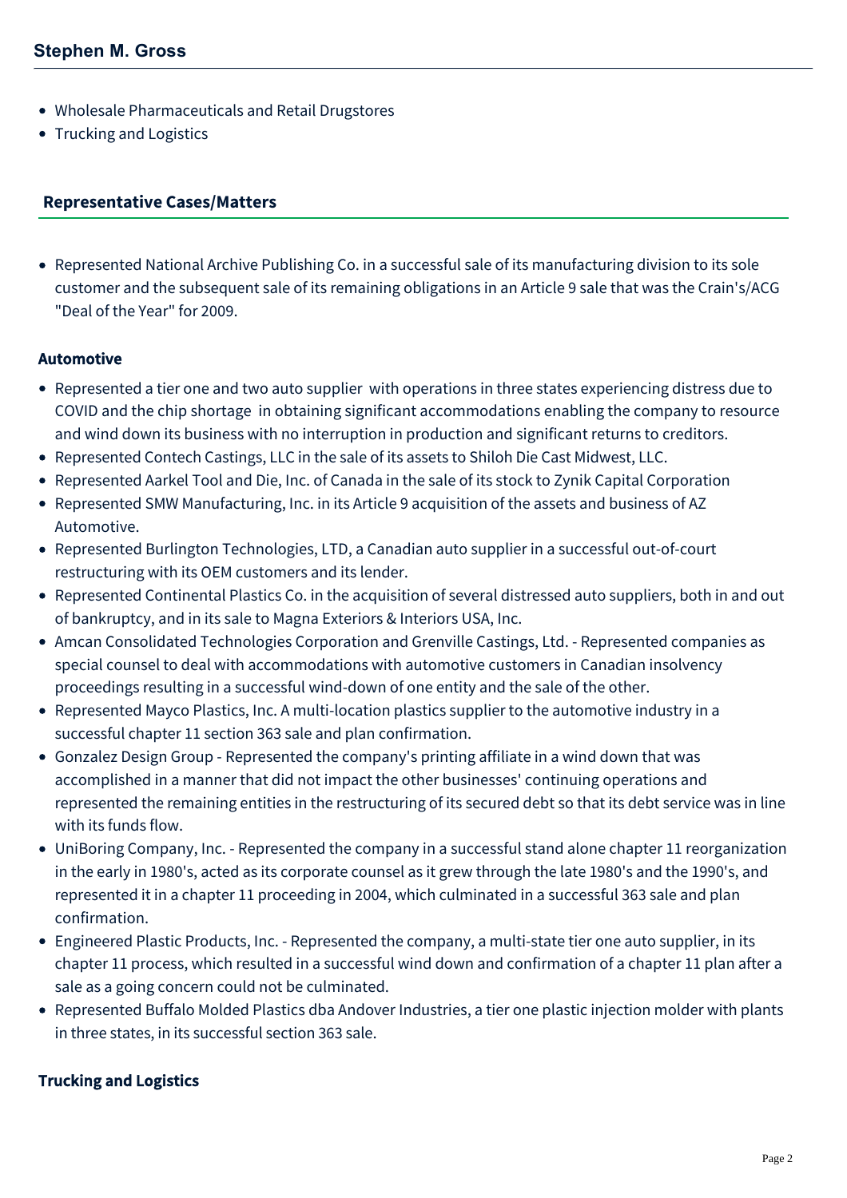- Wholesale Pharmaceuticals and Retail Drugstores
- Trucking and Logistics

## Representative Cases/Matters

- Represented National Archive Publishing Co. in a successful sale of its manufacturing division to its sole customer and the subsequent sale of its remaining obligations in an Article 9 sale that was the Crain's/ACG "Deal of the Year" for 2009.

### Automotive

- Represented a tier one and two auto supplier with operations in three states experiencing distress due to COVID and the chip shortage in obtaining significant accommodations enabling the company to resource and wind down its business with no interruption in production and significant returns to creditors.
- Represented Contech Castings, LLC in the sale of its assets to Shiloh Die Cast Midwest, LLC.
- Represented Aarkel Tool and Die, Inc. of Canada in the sale of its stock to Zynik Capital Corporation
- Represented SMW Manufacturing, Inc. in its Article 9 acquisition of the assets and business of AZ Automotive.
- Represented Burlington Technologies, LTD, a Canadian auto supplier in a successful out-of-court restructuring with its OEM customers and its lender.
- Represented Continental Plastics Co. in the acquisition of several distressed auto suppliers, both in and out of bankruptcy, and in its sale to Magna Exteriors & Interiors USA, Inc.
- Amcan Consolidated Technologies Corporation and Grenville Castings, Ltd. - Represented companies as special counsel to deal with accommodations with automotive customers in Canadian insolvency proceedings resulting in a successful wind-down of one entity and the sale of the other.
- Represented Mayco Plastics, Inc. A multi-location plastics supplier to the automotive industry in a successful chapter 11 section 363 sale and plan confirmation.
- Gonzalez Design Group - Represented the company's printing affiliate in a wind down that was accomplished in a manner that did not impact the other businesses' continuing operations and represented the remaining entities in the restructuring of its secured debt so that its debt service was in line with its funds flow.
- UniBoring Company, Inc. - Represented the company in a successful stand alone chapter 11 reorganization in the early in 1980's, acted as its corporate counsel as it grew through the late 1980's and the 1990's, and represented it in a chapter 11 proceeding in 2004, which culminated in a successful 363 sale and plan confirmation.
- Engineered Plastic Products, Inc. - Represented the company, a multi-state tier one auto supplier, in its chapter 11 process, which resulted in a successful wind down and confirmation of a chapter 11 plan after a sale as a going concern could not be culminated.
- Represented Buffalo Molded Plastics dba Andover Industries, a tier one plastic injection molder with plants in three states, in its successful section 363 sale.

### Trucking and Logistics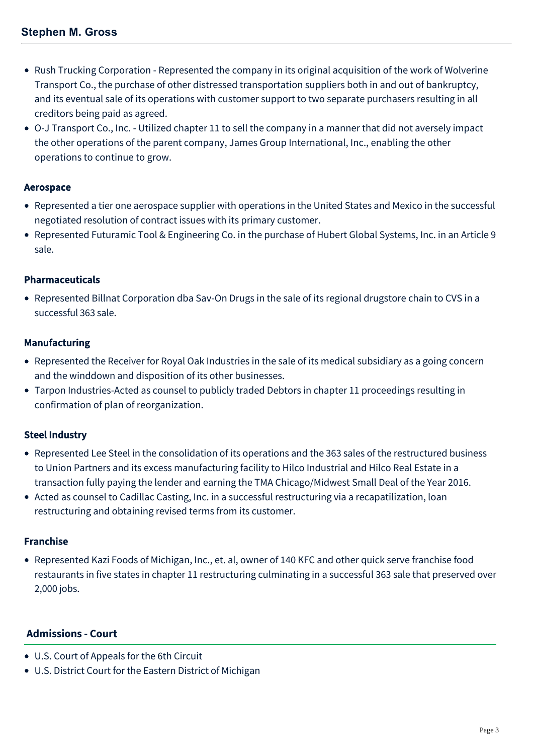- Rush Trucking Corporation - Represented the company in its original acquisition of the work of Wolverine Transport Co., the purchase of other distressed transportation suppliers both in and out of bankruptcy, and its eventual sale of its operations with customer support to two separate purchasers resulting in all creditors being paid as agreed.
- O-J Transport Co., Inc. - Utilized chapter 11 to sell the company in a manner that did not aversely impact the other operations of the parent company, James Group International, Inc., enabling the other operations to continue to grow.

### Aerospace

- Represented a tier one aerospace supplier with operations in the United States and Mexico in the successful negotiated resolution of contract issues with its primary customer.
- Represented Futuramic Tool & Engineering Co. in the purchase of Hubert Global Systems, Inc. in an Article 9 sale.

### Pharmaceuticals

- Represented Billnat Corporation dba Sav-On Drugs in the sale of its regional drugstore chain to CVS in a successful 363 sale.

### Manufacturing

- Represented the Receiver for Royal Oak Industries in the sale of its medical subsidiary as a going concern and the winddown and disposition of its other businesses.
- Tarpon Industries-Acted as counsel to publicly traded Debtors in chapter 11 proceedings resulting in confirmation of plan of reorganization.

### Steel Industry

- Represented Lee Steel in the consolidation of its operations and the 363 sales of the restructured business to Union Partners and its excess manufacturing facility to Hilco Industrial and Hilco Real Estate in a transaction fully paying the lender and earning the TMA Chicago/Midwest Small Deal of the Year 2016.
- Acted as counsel to Cadillac Casting, Inc. in a successful restructuring via a recapatilization, loan restructuring and obtaining revised terms from its customer.

### Franchise

- Represented Kazi Foods of Michigan, Inc., et. al, owner of 140 KFC and other quick serve franchise food restaurants in five states in chapter 11 restructuring culminating in a successful 363 sale that preserved over 2,000 jobs.

## Admissions - Court

- U.S. Court of Appeals for the 6th Circuit
- U.S. District Court for the Eastern District of Michigan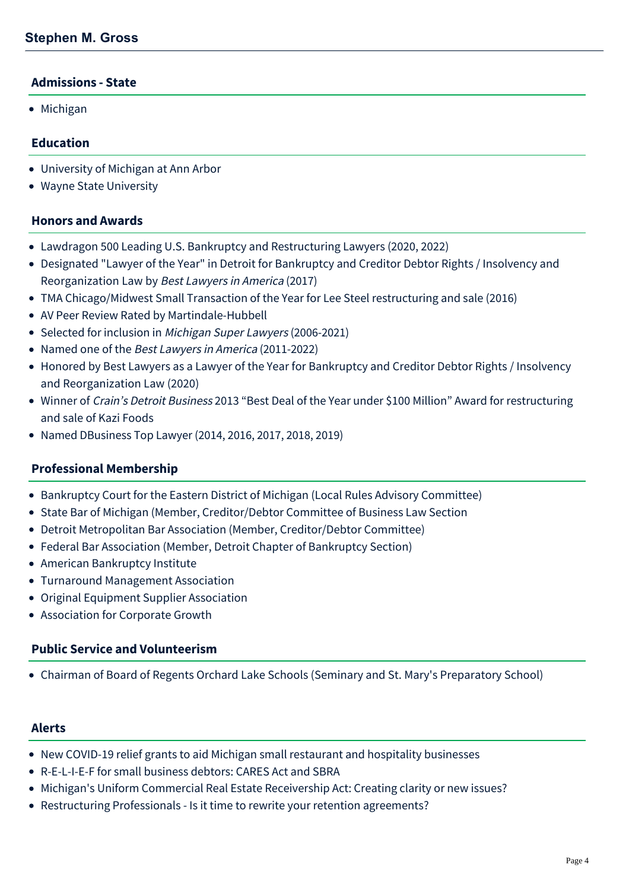## Admissions - State

- Michigan

## Education

- University of Michigan at Ann Arbor
- Wayne State University

## Honors and Awards

- Lawdragon 500 Leading U.S. Bankruptcy and Restructuring Lawyers (2020, 2022)
- Designated "Lawyer of the Year" in Detroit for Bankruptcy and Creditor Debtor Rights / Insolvency and Reorganization Law by *Best Lawyers in America* (2017)
- TMA Chicago/Midwest Small Transaction of the Year for Lee Steel restructuring and sale (2016)
- AV Peer Review Rated by Martindale-Hubbell
- Selected for inclusion in *Michigan Super Lawyers* (2006-2021)
- Named one of the *Best Lawyers in America* (2011-2022)
- Honored by Best Lawyers as a Lawyer of the Year for Bankruptcy and Creditor Debtor Rights / Insolvency and Reorganization Law (2020)
- Winner of *Crain's Detroit Business* 2013 "Best Deal of the Year under $100 Million" Award for restructuring and sale of Kazi Foods
- Named DBusiness Top Lawyer (2014, 2016, 2017, 2018, 2019)

## Professional Membership

- Bankruptcy Court for the Eastern District of Michigan (Local Rules Advisory Committee)
- State Bar of Michigan (Member, Creditor/Debtor Committee of Business Law Section
- Detroit Metropolitan Bar Association (Member, Creditor/Debtor Committee)
- Federal Bar Association (Member, Detroit Chapter of Bankruptcy Section)
- American Bankruptcy Institute
- Turnaround Management Association
- Original Equipment Supplier Association
- Association for Corporate Growth

## Public Service and Volunteerism

- Chairman of Board of Regents Orchard Lake Schools (Seminary and St. Mary's Preparatory School)

## Alerts

- New COVID-19 relief grants to aid Michigan small restaurant and hospitality businesses
- R-E-L-I-E-F for small business debtors: CARES Act and SBRA
- Michigan's Uniform Commercial Real Estate Receivership Act: Creating clarity or new issues?
- Restructuring Professionals - Is it time to rewrite your retention agreements?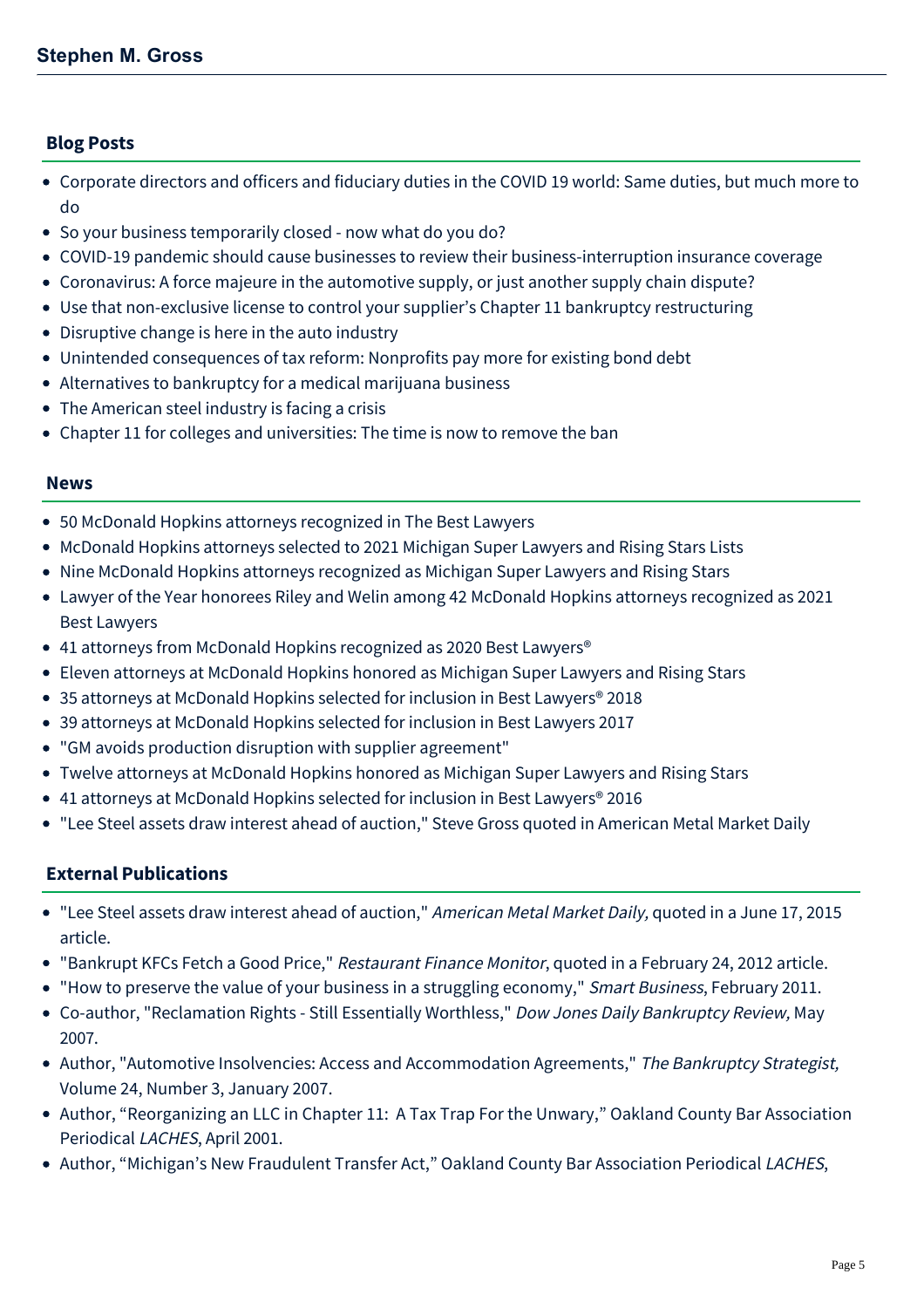## Blog Posts

- Corporate directors and officers and fiduciary duties in the COVID 19 world: Same duties, but much more to do
- So your business temporarily closed - now what do you do?
- COVID-19 pandemic should cause businesses to review their business-interruption insurance coverage
- Coronavirus: A force majeure in the automotive supply, or just another supply chain dispute?
- Use that non-exclusive license to control your supplier's Chapter 11 bankruptcy restructuring
- Disruptive change is here in the auto industry
- Unintended consequences of tax reform: Nonprofits pay more for existing bond debt
- Alternatives to bankruptcy for a medical marijuana business
- The American steel industry is facing a crisis
- Chapter 11 for colleges and universities: The time is now to remove the ban

## News

- 50 McDonald Hopkins attorneys recognized in The Best Lawyers
- McDonald Hopkins attorneys selected to 2021 Michigan Super Lawyers and Rising Stars Lists
- Nine McDonald Hopkins attorneys recognized as Michigan Super Lawyers and Rising Stars
- Lawyer of the Year honorees Riley and Welin among 42 McDonald Hopkins attorneys recognized as 2021 Best Lawyers
- 41 attorneys from McDonald Hopkins recognized as 2020 Best Lawyers®
- Eleven attorneys at McDonald Hopkins honored as Michigan Super Lawyers and Rising Stars
- 35 attorneys at McDonald Hopkins selected for inclusion in Best Lawyers® 2018
- 39 attorneys at McDonald Hopkins selected for inclusion in Best Lawyers 2017
- "GM avoids production disruption with supplier agreement"
- Twelve attorneys at McDonald Hopkins honored as Michigan Super Lawyers and Rising Stars
- 41 attorneys at McDonald Hopkins selected for inclusion in Best Lawyers® 2016
- "Lee Steel assets draw interest ahead of auction," Steve Gross quoted in American Metal Market Daily

## External Publications

- "Lee Steel assets draw interest ahead of auction," *American Metal Market Daily,* quoted in a June 17, 2015 article.
- "Bankrupt KFCs Fetch a Good Price," *Restaurant Finance Monitor*, quoted in a February 24, 2012 article.
- "How to preserve the value of your business in a struggling economy," *Smart Business*, February 2011.
- Co-author, "Reclamation Rights - Still Essentially Worthless," *Dow Jones Daily Bankruptcy Review,* May 2007.
- Author, "Automotive Insolvencies: Access and Accommodation Agreements," *The Bankruptcy Strategist,* Volume 24, Number 3, January 2007.
- Author, "Reorganizing an LLC in Chapter 11: A Tax Trap For the Unwary," Oakland County Bar Association Periodical *LACHES*, April 2001.
- Author, "Michigan's New Fraudulent Transfer Act," Oakland County Bar Association Periodical *LACHES*,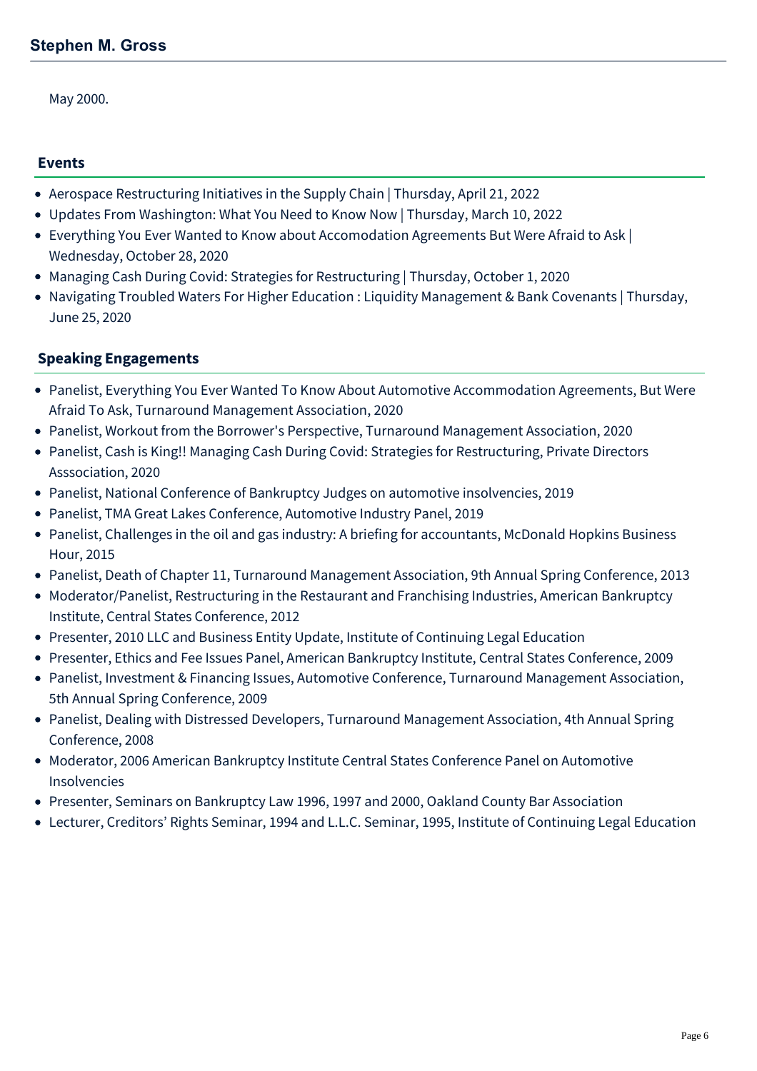May 2000.

## Events

- Aerospace Restructuring Initiatives in the Supply Chain | Thursday, April 21, 2022
- Updates From Washington: What You Need to Know Now | Thursday, March 10, 2022
- Everything You Ever Wanted to Know about Accomodation Agreements But Were Afraid to Ask | Wednesday, October 28, 2020
- Managing Cash During Covid: Strategies for Restructuring | Thursday, October 1, 2020
- Navigating Troubled Waters For Higher Education : Liquidity Management & Bank Covenants | Thursday, June 25, 2020

## Speaking Engagements

- Panelist, Everything You Ever Wanted To Know About Automotive Accommodation Agreements, But Were Afraid To Ask, Turnaround Management Association, 2020
- Panelist, Workout from the Borrower's Perspective, Turnaround Management Association, 2020
- Panelist, Cash is King!! Managing Cash During Covid: Strategies for Restructuring, Private Directors Asssociation, 2020
- Panelist, National Conference of Bankruptcy Judges on automotive insolvencies, 2019
- Panelist, TMA Great Lakes Conference, Automotive Industry Panel, 2019
- Panelist, Challenges in the oil and gas industry: A briefing for accountants, McDonald Hopkins Business Hour, 2015
- Panelist, Death of Chapter 11, Turnaround Management Association, 9th Annual Spring Conference, 2013
- Moderator/Panelist, Restructuring in the Restaurant and Franchising Industries, American Bankruptcy Institute, Central States Conference, 2012
- Presenter, 2010 LLC and Business Entity Update, Institute of Continuing Legal Education
- Presenter, Ethics and Fee Issues Panel, American Bankruptcy Institute, Central States Conference, 2009
- Panelist, Investment & Financing Issues, Automotive Conference, Turnaround Management Association, 5th Annual Spring Conference, 2009
- Panelist, Dealing with Distressed Developers, Turnaround Management Association, 4th Annual Spring Conference, 2008
- Moderator, 2006 American Bankruptcy Institute Central States Conference Panel on Automotive Insolvencies
- Presenter, Seminars on Bankruptcy Law 1996, 1997 and 2000, Oakland County Bar Association
- Lecturer, Creditors' Rights Seminar, 1994 and L.L.C. Seminar, 1995, Institute of Continuing Legal Education